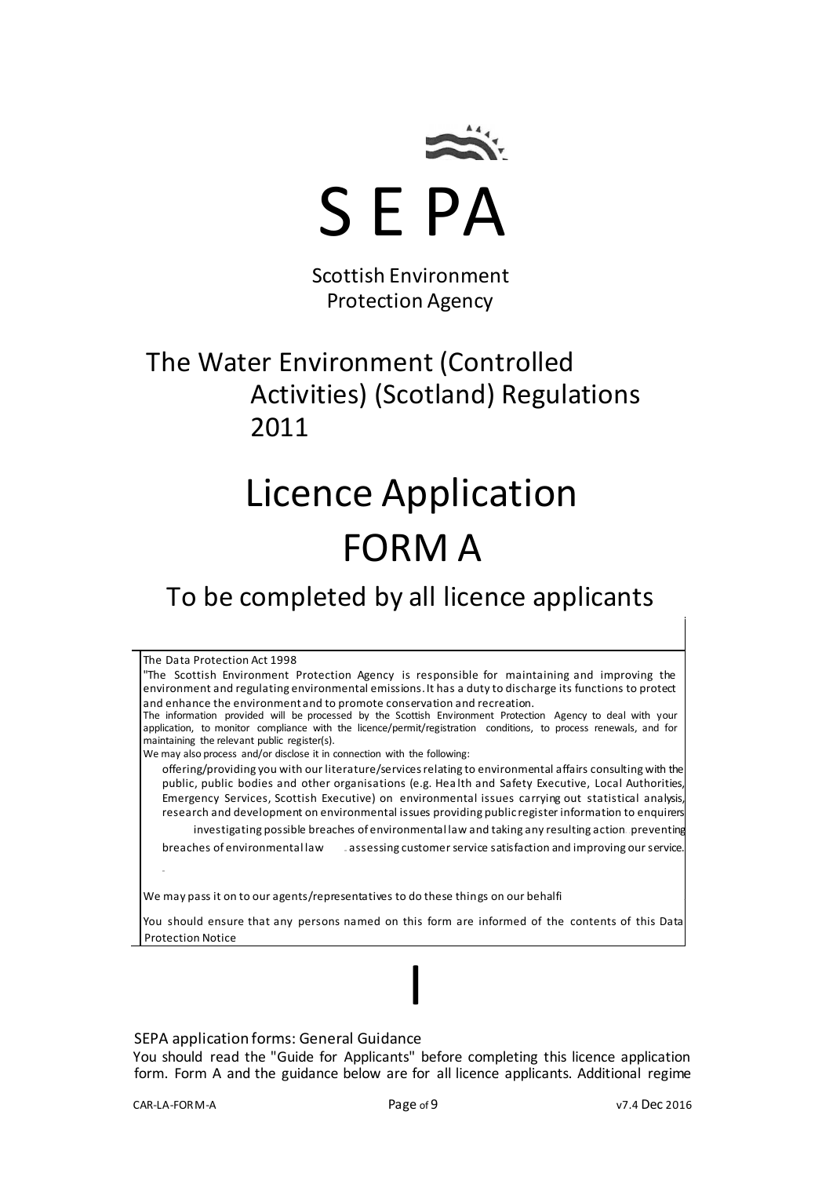# SEPA

Scottish Environment Protection Agency

## The Water Environment (Controlled Activities) (Scotland) Regulations 2011

# Licence Application FORM A

## To be completed by all licence applicants

The Data Protection Act 1998

"The Scottish Environment Protection Agency is responsible for maintaining and improving the environment and regulating environmental emissions. It has a duty to discharge its functions to protect and enhance the environment and to promote conservation and recreation.

The information provided will be processed by the Scottish Environment Protection Agency to deal with your application, to monitor compliance with the licence/permit/registration conditions, to process renewals, and for maintaining the relevant public register(s).

We may also process and/or disclose it in connection with the following:

offering/providing you with our literature/services relating to environmental affairs consulting with the public, public bodies and other organisations (e.g. Health and Safety Executive, Local Authorities, Emergency Services, Scottish Executive) on environmental issues carrying out statistical analysis, research and development on environmental issues providing public register information to enquirers investigating possible breaches of environmental law and taking any resulting action preventing breaches of environmental law assessing customer service satisfaction and improving our service.

We may pass it on to our agents/representatives to do these things on our behalfi

You should ensure that any persons named on this form are informed of the contents of this Data Protection Notice

SEPA application forms: General Guidance

You should read the "Guide for Applicants" before completing this licence application form. Form A and the guidance below are for all licence applicants. Additional regime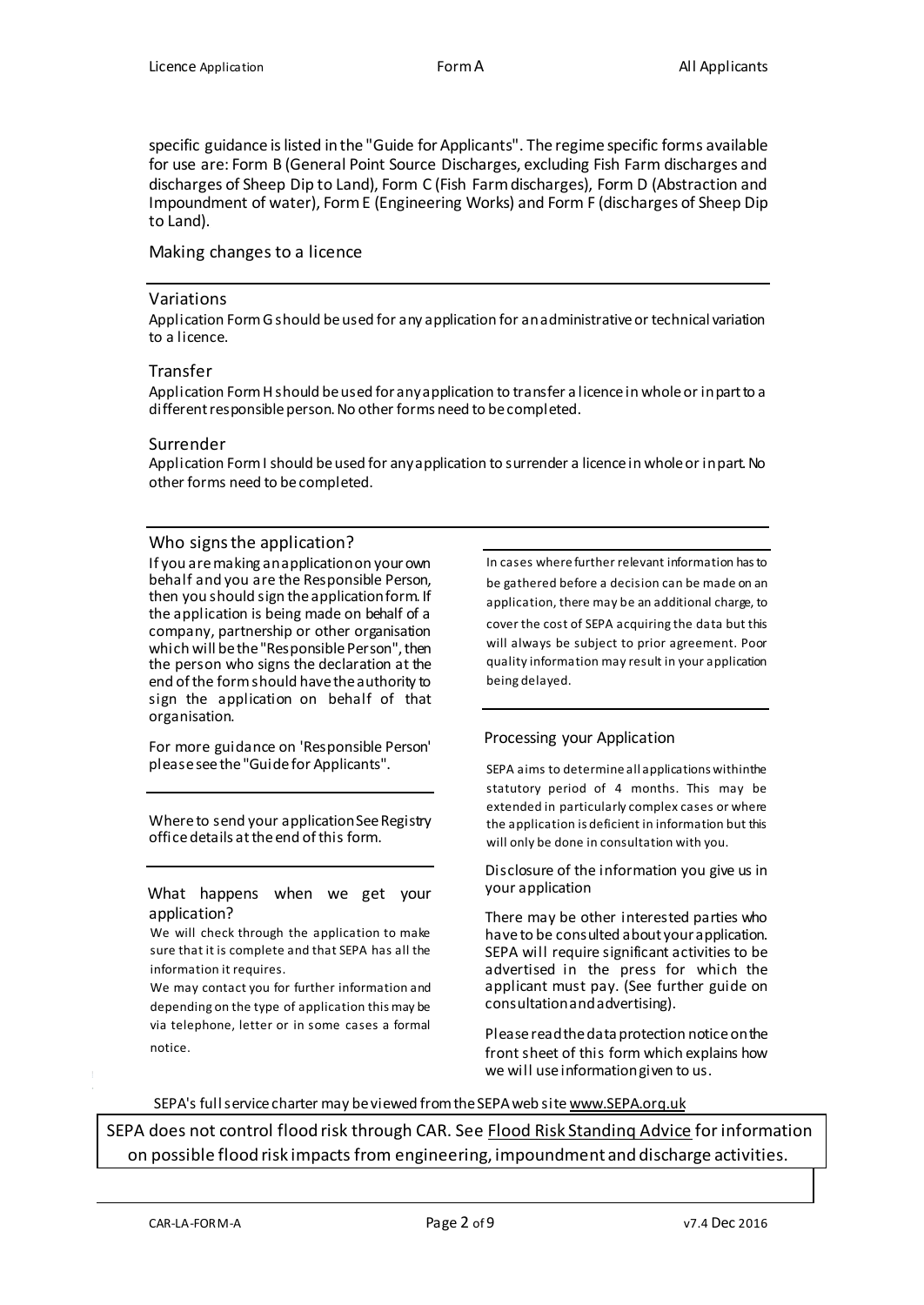specific guidance is listed in the "Guide for Applicants". The regime specific forms available for use are: Form B (General Point Source Discharges, excluding Fish Farm discharges and discharges of Sheep Dip to Land), Form C (Fish Farm discharges), Form D (Abstraction and Impoundment of water), Form E (Engineering Works) and Form F (discharges of Sheep Dip to Land).

## Making changes to a licence

### Variations

Application Form G should be used for any application for an administrative or technical variation to a licence.

### Transfer

Application Form H should be used for any application to transfer a licence in whole or in part to a different responsible person. No other forms need to be completed.

### Surrender

Application Form I should be used for any application to surrender a licence in whole or in part. No other forms need to be completed.

## Who signs the application?

If you are making an application on your own behalf and you are the Responsible Person, then you should sign the application form. If the application is being made on behalf of a company, partnership or other organisation which will be the "Responsible Person", then the person who signs the declaration at the end of the form should have the authority to sign the application on behalf of that organisation.

For more guidance on 'Responsible Person' please see the "Guide for Applicants".

Where to send your application See Registry office details at the end of this form.

## What happens when we get your application?

We will check through the application to make sure that it is complete and that SEPA has all the information it requires.

We may contact you for further information and depending on the type of application this may be via telephone, letter or in some cases a formal notice.

In cases where further relevant information has to be gathered before a decision can be made on an application, there may be an additional charge, to cover the cost of SEPA acquiring the data but this will always be subject to prior agreement. Poor quality information may result in your application being delayed.

## Processing your Application

SEPA aims to determine all applications within the statutory period of 4 months. This may be extended in particularly complex cases or where the application is deficient in information but this will only be done in consultation with you.

## Disclosure of the information you give us in your application

There may be other interested parties who have to be consulted about your application. SEPA will require significant activities to be advertised in the press for which the applicant must pay. (See further guide on consultation and advertising).

Please read the data protection notice on the front sheet of this form which explains how we will use information given to us.

SEPA's full service charter may be viewed from the SEPA web site www.SEPA.org.uk

SEPA does not control flood risk through CAR. See Flood Risk Standing Advice for information on possible flood risk impacts from engineering, impoundment and discharge activities.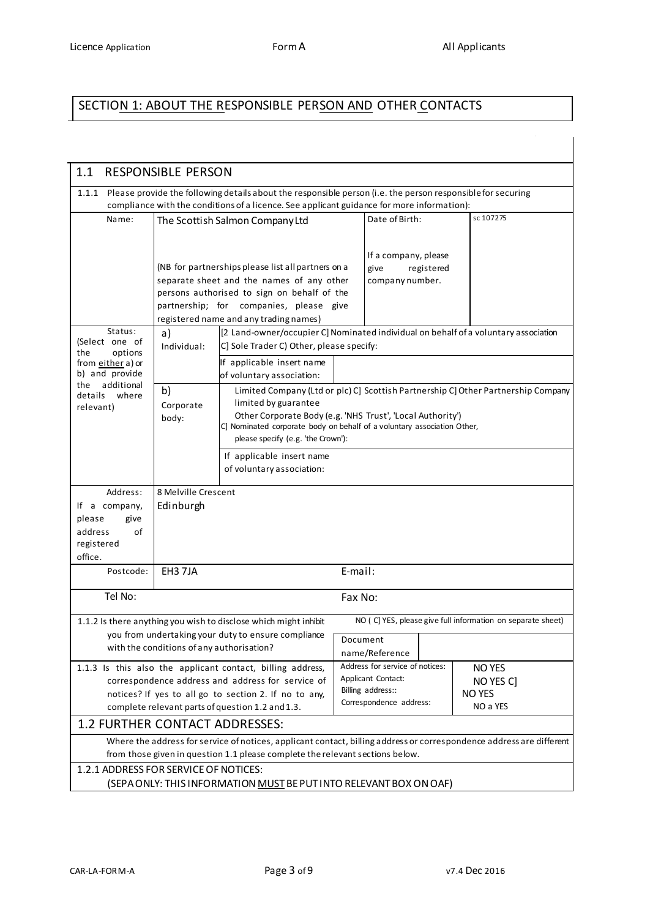## SECTION 1: ABOUT THE RESPONSIBLE PERSON AND OTHER CONTACTS

### 1.1 RESPONSIBLE PERSON

1.1.1 Please provide the following details about the responsible person (i.e. the person responsible for securing compliance with the conditions of a licence. See applicant guidance for more information):

| | | | | |
|---|---|---|---|---|
| Name: | The Scottish Salmon Company Ltd<br><br>(NB for partnerships please list all partners on a separate sheet and the names of any other persons authorised to sign on behalf of the partnership; for companies, please give registered name and any trading names) | | Date of Birth:<br><br>If a company, please give registered company number. | sc 107275 |
| Status: (Select one of the options from either a) or b) and provide the additional details where relevant) | a) Individual: | [2 Land-owner/occupier C] Nominated individual on behalf of a voluntary association C] Sole Trader C) Other, please specify: | | |
| | | If applicable insert name of voluntary association: | | |
| | b) Corporate body: | Limited Company (Ltd or plc) C] Scottish Partnership C] Other Partnership Company limited by guarantee<br>Other Corporate Body (e.g. 'NHS Trust', 'Local Authority')<br>C] Nominated corporate body on behalf of a voluntary association Other, please specify (e.g. 'the Crown'): | | |
| | | If applicable insert name of voluntary association: | | |
| Address: If a company, please give address of registered office. | 8 Melville Crescent<br>Edinburgh | | | |
| Postcode: | EH3 7JA | E-mail: | | |
| Tel No: | | Fax No: | | |

| | | |
|---|---|---|
| 1.1.2 Is there anything you wish to disclose which might inhibit you from undertaking your duty to ensure compliance with the conditions of any authorisation? | NO ( C] YES, please give full information on separate sheet) | |
| | Document name/Reference | |
| 1.1.3 Is this also the applicant contact, billing address, correspondence address and address for service of notices? If yes to all go to section 2. If no to any, complete relevant parts of question 1.2 and 1.3. | Address for service of notices: | NO YES |
| | Applicant Contact: | NO YES C] |
| | Billing address:: | NO YES |
| | Correspondence address: | NO a YES |

### 1.2 FURTHER CONTACT ADDRESSES:

Where the address for service of notices, applicant contact, billing address or correspondence address are different from those given in question 1.1 please complete the relevant sections below.

1.2.1 ADDRESS FOR SERVICE OF NOTICES:
(SEPA ONLY: THIS INFORMATION MUST BE PUT INTO RELEVANT BOX ON OAF)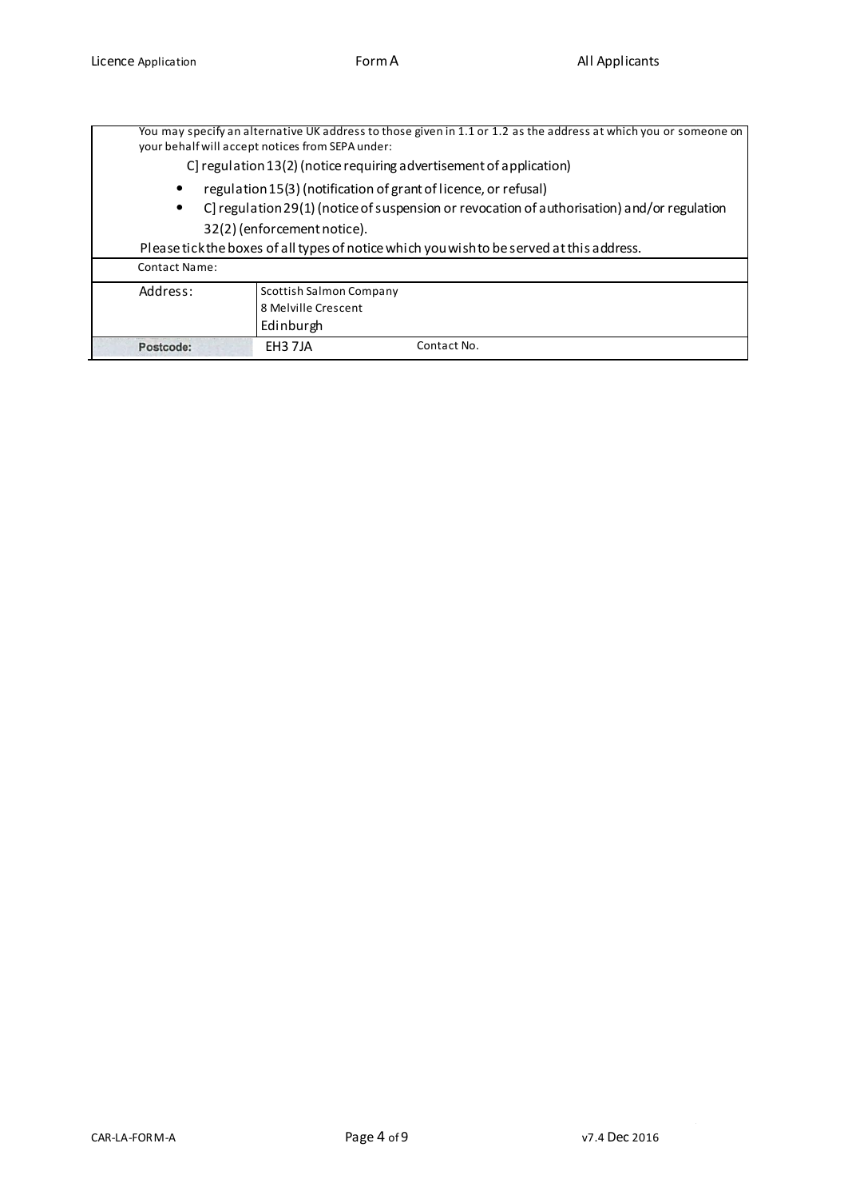| You may specify an alternative UK address to those given in 1.1 or 1.2 as the address at which you or someone on your behalf will accept notices from SEPA under: C] regulation 13(2) (notice requiring advertisement of application) • regulation 15(3) (notification of grant of licence, or refusal) • C] regulation 29(1) (notice of suspension or revocation of authorisation) and/or regulation 32(2) (enforcement notice). Please tick the boxes of all types of notice which you wish to be served at this address. | | |
|---|---|---|
| Contact Name: | | |
| Address: | Scottish Salmon Company<br>8 Melville Crescent<br>Edinburgh | |
| Postcode: | EH3 7JA | Contact No. |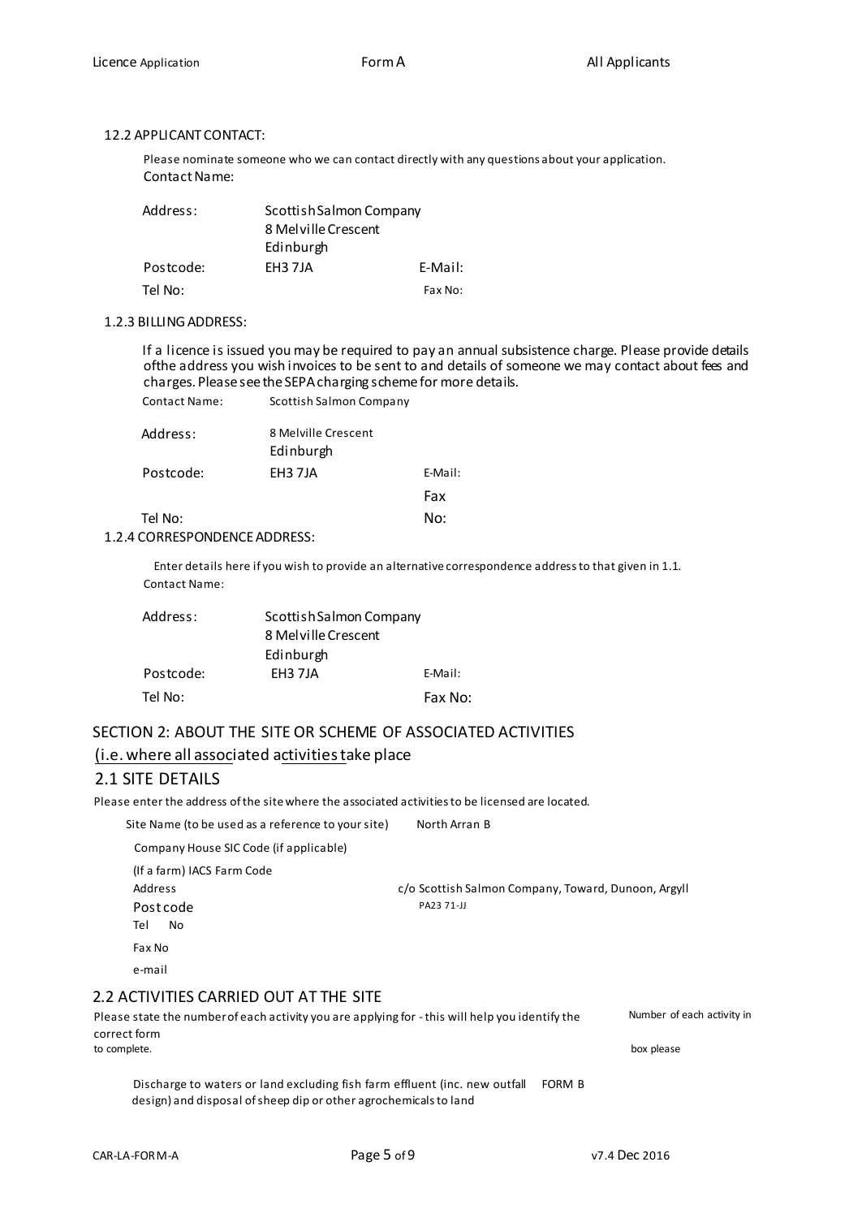12.2 APPLICANT CONTACT:

Please nominate someone who we can contact directly with any questions about your application.

Contact Name:

| | | | |
|---|---|---|---|
| Address: | Scottish Salmon Company<br>8 Melville Crescent<br>Edinburgh | | |
| Postcode: | EH3 7JA | E-Mail: | |
| Tel No: | | Fax No: | |

1.2.3 BILLING ADDRESS:

If a licence is issued you may be required to pay an annual subsistence charge. Please provide details ofthe address you wish invoices to be sent to and details of someone we may contact about fees and charges. Please see the SEPA charging scheme for more details.

| | | | |
|---|---|---|---|
| Contact Name: | Scottish Salmon Company | | |
| Address: | 8 Melville Crescent<br>Edinburgh | | |
| Postcode: | EH3 7JA | E-Mail: | |
| Tel No: | | Fax No: | |

1.2.4 CORRESPONDENCE ADDRESS:

Enter details here if you wish to provide an alternative correspondence address to that given in 1.1.

Contact Name:

| | | | |
|---|---|---|---|
| Address: | Scottish Salmon Company<br>8 Melville Crescent<br>Edinburgh | | |
| Postcode: | EH3 7JA | E-Mail: | |
| Tel No: | | Fax No: | |

## SECTION 2: ABOUT THE SITE OR SCHEME OF ASSOCIATED ACTIVITIES

(i.e. where all associated activities take place

### 2.1 SITE DETAILS

Please enter the address of the site where the associated activities to be licensed are located.

| | |
|---|---|
| Site Name (to be used as a reference to your site) | North Arran B |
| Company House SIC Code (if applicable) | |
| (If a farm) IACS Farm Code | |
| Address | c/o Scottish Salmon Company, Toward, Dunoon, Argyll |
| Post code | PA23 71-JJ |
| Tel No | |
| Fax No | |
| e-mail | |

### 2.2 ACTIVITIES CARRIED OUT AT THE SITE

Please state the number of each activity you are applying for - this will help you identify the correct form to complete.

| | | Number of each activity in box please |
|---|---|---|
| Discharge to waters or land excluding fish farm effluent (inc. new outfall design) and disposal of sheep dip or other agrochemicals to land | FORM B | |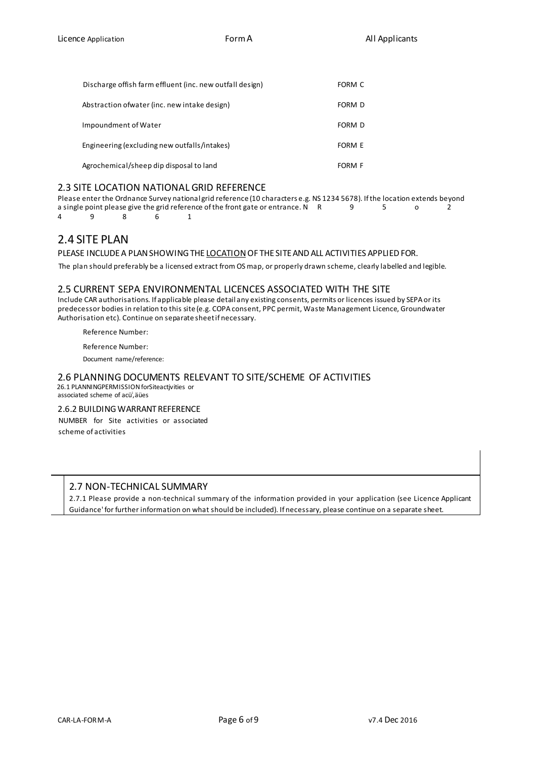| | |
|---|---|
| Discharge offish farm effluent (inc. new outfall design) | FORM C |
| Abstraction ofwater (inc. new intake design) | FORM D |
| Impoundment of Water | FORM D |
| Engineering (excluding new outfalls/intakes) | FORM E |
| Agrochemical/sheep dip disposal to land | FORM F |

### 2.3 SITE LOCATION NATIONAL GRID REFERENCE

Please enter the Ordnance Survey national grid reference (10 characters e.g. NS 1234 5678). If the location extends beyond a single point please give the grid reference of the front gate or entrance. N R 9 5 o 2 4 9 8 6 1

## 2.4 SITE PLAN

PLEASE INCLUDE A PLAN SHOWING THE LOCATION OF THE SITE AND ALL ACTIVITIES APPLIED FOR.

The plan should preferably be a licensed extract from OS map, or properly drawn scheme, clearly labelled and legible.

### 2.5 CURRENT SEPA ENVIRONMENTAL LICENCES ASSOCIATED WITH THE SITE

Include CAR authorisations. If applicable please detail any existing consents, permits or licences issued by SEPA or its predecessor bodies in relation to this site (e.g. COPA consent, PPC permit, Waste Management Licence, Groundwater Authorisation etc). Continue on separate sheet if necessary.

Reference Number:

Reference Number:

Document name/reference:

### 2.6 PLANNING DOCUMENTS RELEVANT TO SITE/SCHEME OF ACTIVITIES

26.1 PLANNINGPERMISSION forSiteactjvities or associated scheme of acü',äües

#### 2.6.2 BUILDING WARRANT REFERENCE

NUMBER for Site activities or associated scheme of activities

### 2.7 NON-TECHNICAL SUMMARY

2.7.1 Please provide a non-technical summary of the information provided in your application (see Licence Applicant Guidance' for further information on what should be included). If necessary, please continue on a separate sheet.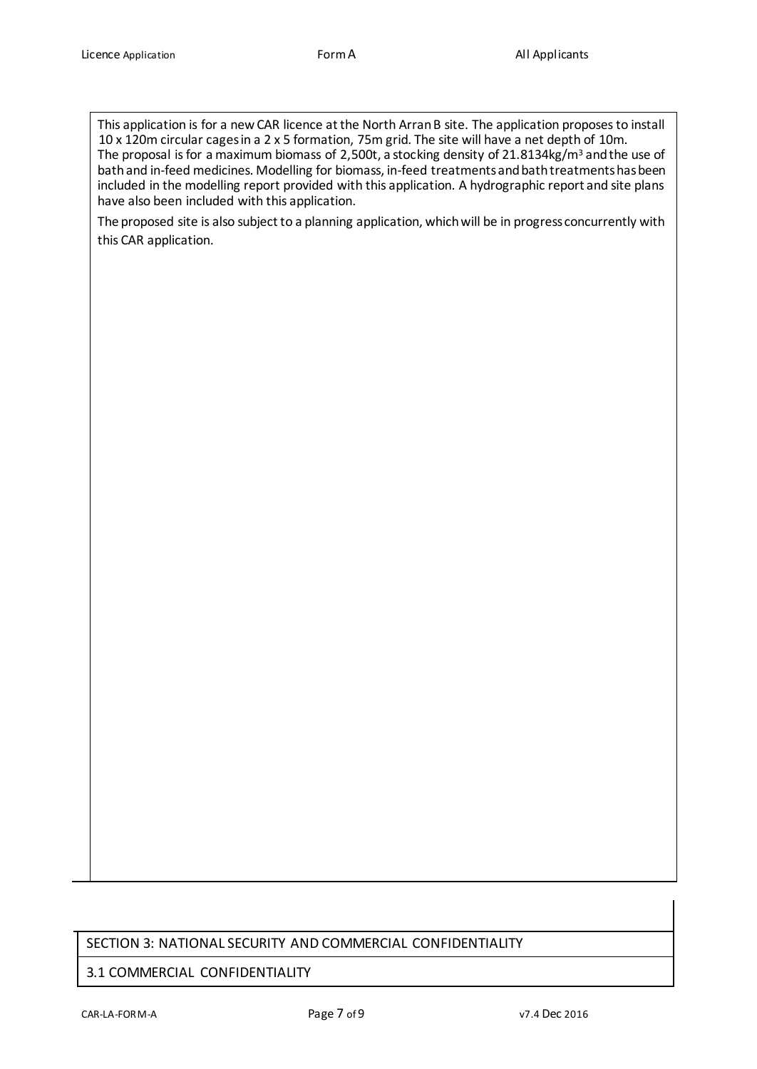This application is for a new CAR licence at the North Arran B site. The application proposes to install 10 x 120m circular cages in a 2 x 5 formation, 75m grid. The site will have a net depth of 10m. The proposal is for a maximum biomass of 2,500t, a stocking density of 21.8134kg/$m^3$ and the use of bath and in-feed medicines. Modelling for biomass, in-feed treatments and bath treatments has been included in the modelling report provided with this application. A hydrographic report and site plans have also been included with this application.

The proposed site is also subject to a planning application, which will be in progress concurrently with this CAR application.

## SECTION 3: NATIONAL SECURITY AND COMMERCIAL CONFIDENTIALITY

### 3.1 COMMERCIAL CONFIDENTIALITY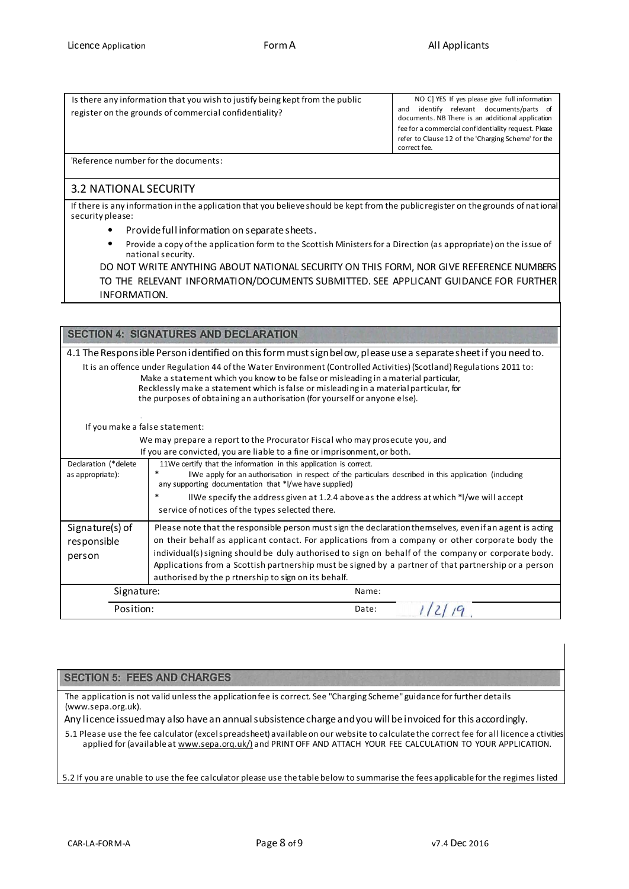| Is there any information that you wish to justify being kept from the public register on the grounds of commercial confidentiality? | NO C] YES If yes please give full information and identify relevant documents/parts of documents. NB There is an additional application fee for a commercial confidentiality request. Please refer to Clause 12 of the 'Charging Scheme' for the correct fee. |
|---|---|
| 'Reference number for the documents: | |

## 3.2 NATIONAL SECURITY

If there is any information in the application that you believe should be kept from the public register on the grounds of national security please:

- Provide full information on separate sheets.
- Provide a copy of the application form to the Scottish Ministers for a Direction (as appropriate) on the issue of national security.

DO NOT WRITE ANYTHING ABOUT NATIONAL SECURITY ON THIS FORM, NOR GIVE REFERENCE NUMBERS TO THE RELEVANT INFORMATION/DOCUMENTS SUBMITTED. SEE APPLICANT GUIDANCE FOR FURTHER INFORMATION.

## SECTION 4: SIGNATURES AND DECLARATION

4.1 The Responsible Person identified on this form must sign below, please use a separate sheet if you need to.

It is an offence under Regulation 44 of the Water Environment (Controlled Activities) (Scotland) Regulations 2011 to:
Make a statement which you know to be false or misleading in a material particular,
Recklessly make a statement which is false or misleading in a material particular, for the purposes of obtaining an authorisation (for yourself or anyone else).

If you make a false statement:
We may prepare a report to the Procurator Fiscal who may prosecute you, and
If you are convicted, you are liable to a fine or imprisonment, or both.

| Declaration (*delete as appropriate): | 11We certify that the information in this application is correct.<br>* llWe apply for an authorisation in respect of the particulars described in this application (including any supporting documentation that *l/we have supplied)<br>* llWe specify the address given at 1.2.4 above as the address at which *l/we will accept service of notices of the types selected there. | | |
|---|---|---|---|
| Signature(s) of responsible person | Please note that the responsible person must sign the declaration themselves, even if an agent is acting on their behalf as applicant contact. For applications from a company or other corporate body the individual(s) signing should be duly authorised to sign on behalf of the company or corporate body. Applications from a Scottish partnership must be signed by a partner of that partnership or a person authorised by the p rtnership to sign on its behalf. | | |
| Signature: | | Name: | |
| Position: | | Date: | 1/2/19 |

## SECTION 5: FEES AND CHARGES

The application is not valid unless the application fee is correct. See "Charging Scheme" guidance for further details (www.sepa.org.uk).

Any licence issued may also have an annual subsistence charge and you will be invoiced for this accordingly.

5.1 Please use the fee calculator (excel spreadsheet) available on our website to calculate the correct fee for all licence a ctivities applied for (available at www.sepa.orq.uk/) and PRINT OFF AND ATTACH YOUR FEE CALCULATION TO YOUR APPLICATION.

5.2 If you are unable to use the fee calculator please use the table below to summarise the fees applicable for the regimes listed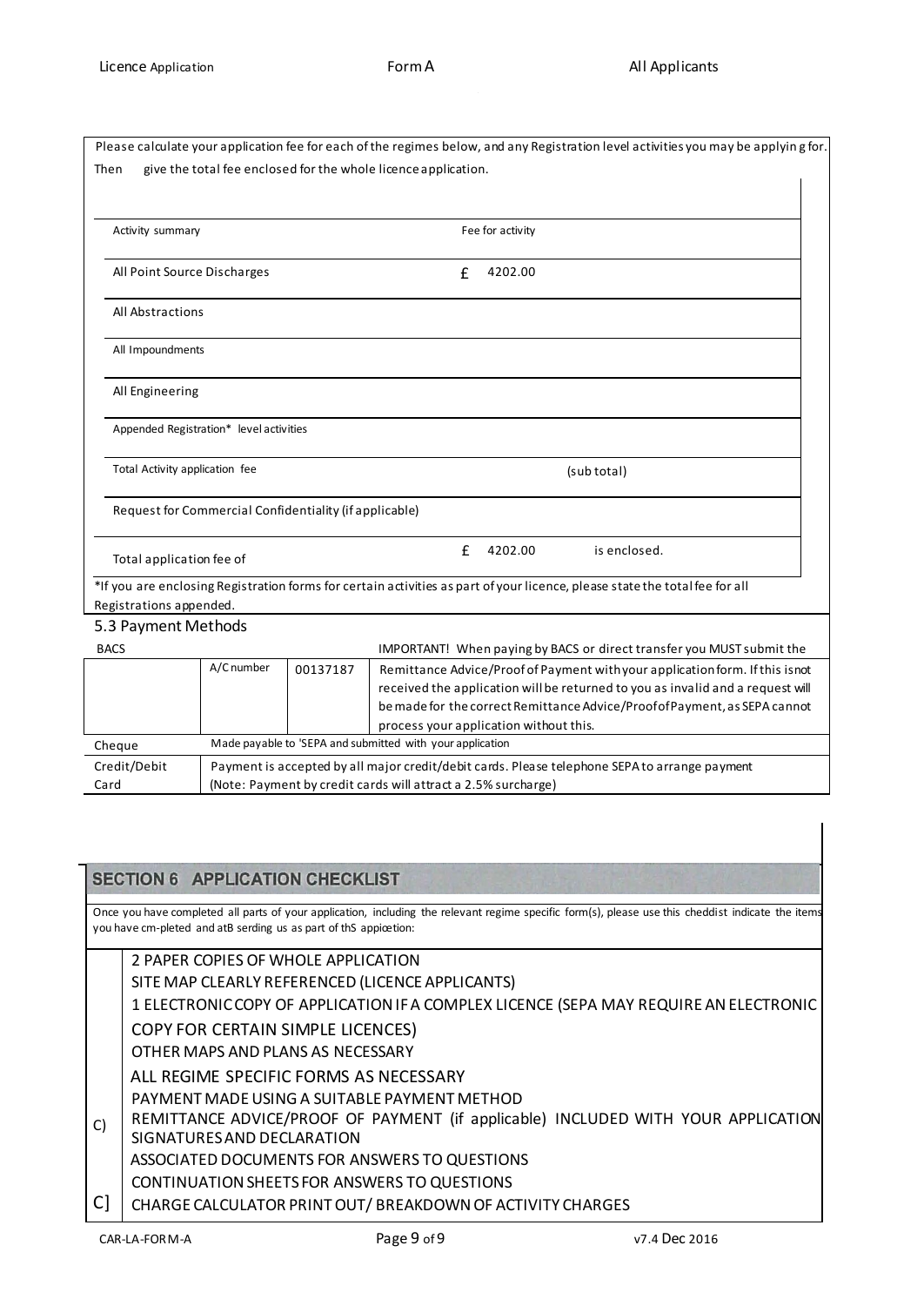Please calculate your application fee for each of the regimes below, and any Registration level activities you may be applying for. Then give the total fee enclosed for the whole licence application.

| Activity summary | Fee for activity |
|---|---|
| All Point Source Discharges | £ 4202.00 |
| All Abstractions | |
| All Impoundments | |
| All Engineering | |
| Appended Registration* level activities | |
| Total Activity application fee | (sub total) |
| Request for Commercial Confidentiality (if applicable) | |
| Total application fee of | £ 4202.00 is enclosed. |

*If you are enclosing Registration forms for certain activities as part of your licence, please state the total fee for all Registrations appended.

## 5.3 Payment Methods

| BACS | | | IMPORTANT! When paying by BACS or direct transfer you MUST submit the |
|---|---|---|---|
| | A/C number | 00137187 | Remittance Advice/Proof of Payment with your application form. If this is not received the application will be returned to you as invalid and a request will be made for the correct Remittance Advice/Proof of Payment, as SEPA cannot process your application without this. |
| Cheque | Made payable to 'SEPA and submitted with your application | | |
| Credit/Debit Card | Payment is accepted by all major credit/debit cards. Please telephone SEPA to arrange payment (Note: Payment by credit cards will attract a 2.5% surcharge) | | |

## SECTION 6 APPLICATION CHECKLIST

Once you have completed all parts of your application, including the relevant regime specific form(s), please use this cheddist indicate the items you have cm-pleted and atB serding us as part of thS appicetion:

| | |
|---|---|
| | 2 PAPER COPIES OF WHOLE APPLICATION |
| | SITE MAP CLEARLY REFERENCED (LICENCE APPLICANTS) |
| | 1 ELECTRONIC COPY OF APPLICATION IF A COMPLEX LICENCE (SEPA MAY REQUIRE AN ELECTRONIC COPY FOR CERTAIN SIMPLE LICENCES) |
| | OTHER MAPS AND PLANS AS NECESSARY |
| | ALL REGIME SPECIFIC FORMS AS NECESSARY |
| | PAYMENT MADE USING A SUITABLE PAYMENT METHOD |
| C) | REMITTANCE ADVICE/PROOF OF PAYMENT (if applicable) INCLUDED WITH YOUR APPLICATION |
| | SIGNATURES AND DECLARATION |
| | ASSOCIATED DOCUMENTS FOR ANSWERS TO QUESTIONS |
| | CONTINUATION SHEETS FOR ANSWERS TO QUESTIONS |
| C] | CHARGE CALCULATOR PRINT OUT/ BREAKDOWN OF ACTIVITY CHARGES |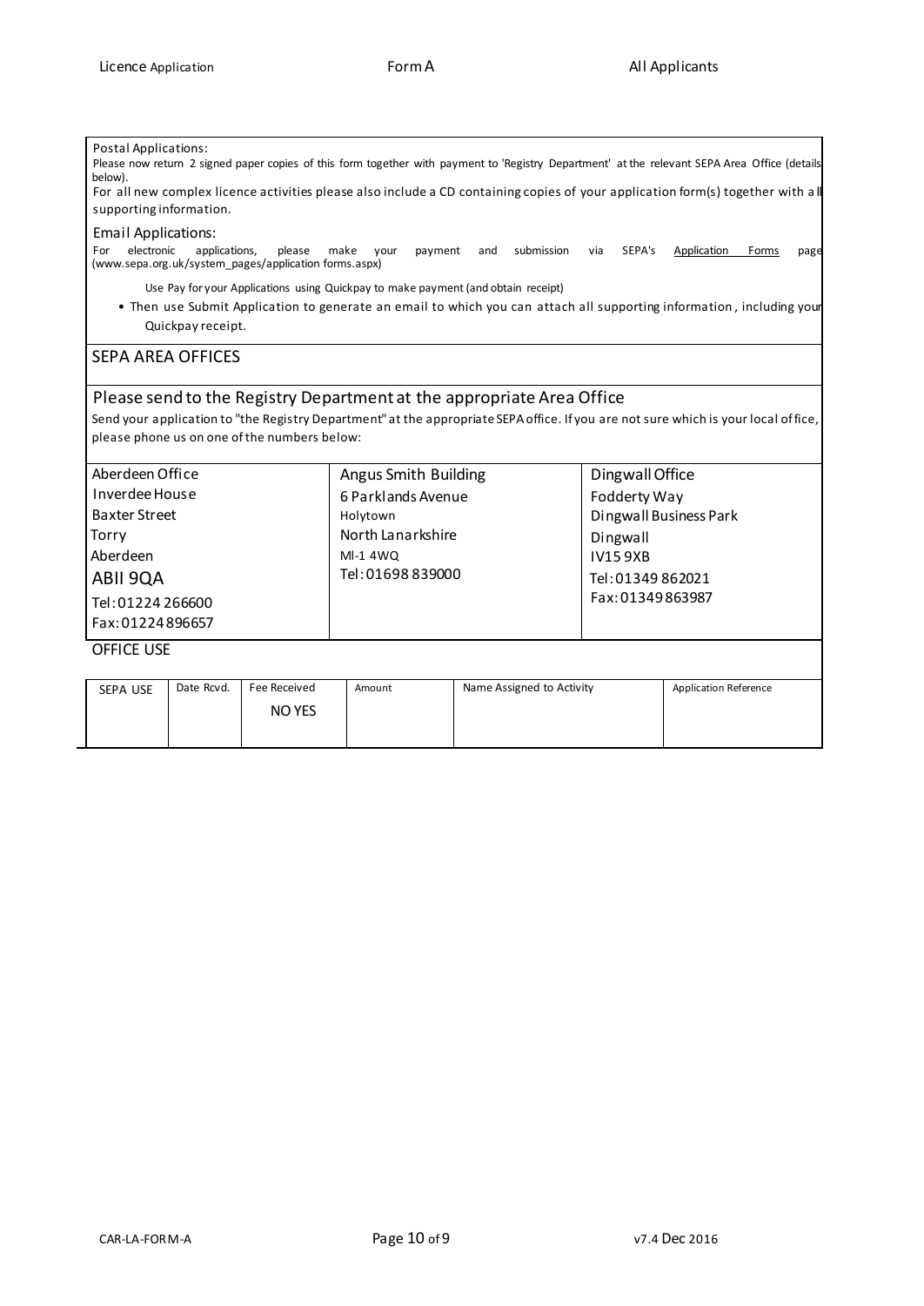Postal Applications:

Please now return 2 signed paper copies of this form together with payment to 'Registry Department' at the relevant SEPA Area Office (details below).

For all new complex licence activities please also include a CD containing copies of your application form(s) together with all supporting information.

Email Applications:

For electronic applications, please make your payment and submission via SEPA's Application Forms page (www.sepa.org.uk/system_pages/application forms.aspx)

Use Pay for your Applications using Quickpay to make payment (and obtain receipt)

- Then use Submit Application to generate an email to which you can attach all supporting information, including your Quickpay receipt.

## SEPA AREA OFFICES

### Please send to the Registry Department at the appropriate Area Office

Send your application to "the Registry Department" at the appropriate SEPA office. If you are not sure which is your local office, please phone us on one of the numbers below:

| | | |
|---|---|---|
| Aberdeen Office<br>Inverdee House<br>Baxter Street<br>Torry<br>Aberdeen<br>ABII 9QA<br>Tel: 01224 266600<br>Fax: 01224 896657 | Angus Smith Building<br>6 Parklands Avenue<br>Holytown<br>North Lanarkshire<br>Ml-1 4WQ<br>Tel: 01698 839000 | Dingwall Office<br>Fodderty Way<br>Dingwall Business Park<br>Dingwall<br>IV15 9XB<br>Tel: 01349 862021<br>Fax: 01349 863987 |

## OFFICE USE

| SEPA USE | Date Rcvd. | Fee Received | Amount | Name Assigned to Activity | Application Reference |
|---|---|---|---|---|---|
| | | NO YES | | | |